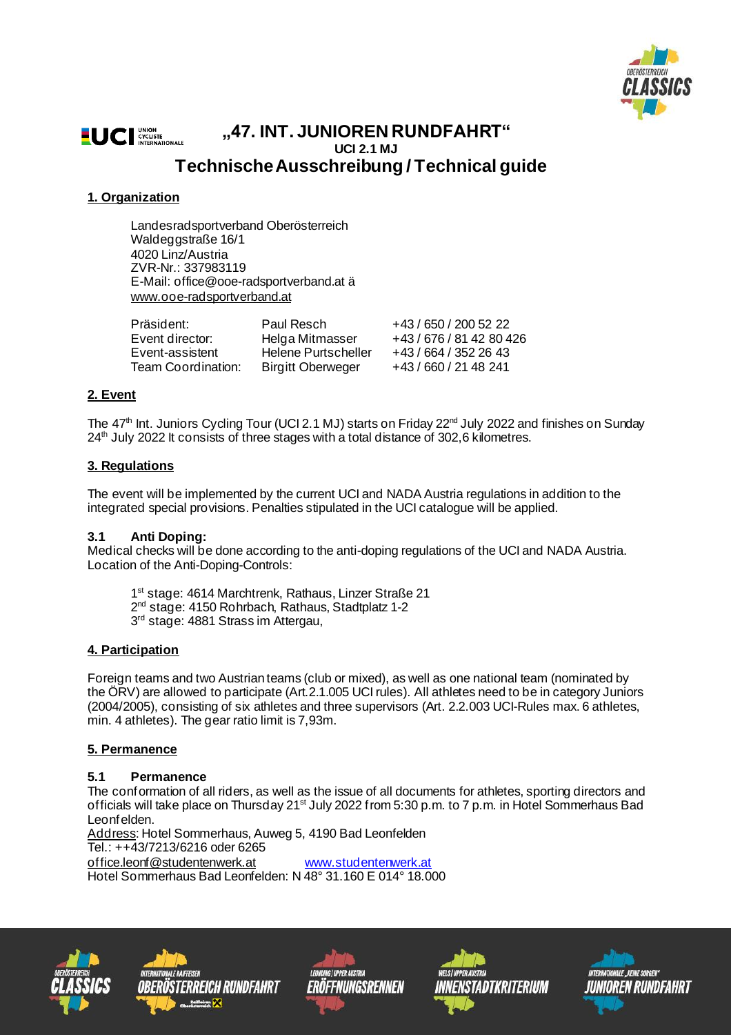# „47. INT. JUNIOREN RUNDFAHRT"

**UCI 2.1 MJ**

## Technische Ausschreibung / Technical guide

### 1. Organization

Landesradsportverband Oberösterreich
Waldeggstraße 16/1
4020 Linz/Austria
ZVR-Nr.: 337983119
E-Mail: office@ooe-radsportverband.at ä
www.ooe-radsportverband.at

| | | |
|---|---|---|
| Präsident: | Paul Resch | +43 / 650 / 200 52 22 |
| Event director: | Helga Mitmasser | +43 / 676 / 81 42 80 426 |
| Event-assistent | Helene Purtscheller | +43 / 664 / 352 26 43 |
| Team Coordination: | Birgitt Oberweger | +43 / 660 / 21 48 241 |

### 2. Event

The 47th Int. Juniors Cycling Tour (UCI 2.1 MJ) starts on Friday 22nd July 2022 and finishes on Sunday 24th July 2022 It consists of three stages with a total distance of 302,6 kilometres.

### 3. Regulations

The event will be implemented by the current UCI and NADA Austria regulations in addition to the integrated special provisions. Penalties stipulated in the UCI catalogue will be applied.

#### 3.1 Anti Doping:

Medical checks will be done according to the anti-doping regulations of the UCI and NADA Austria. Location of the Anti-Doping-Controls:

1st stage: 4614 Marchtrenk, Rathaus, Linzer Straße 21
2nd stage: 4150 Rohrbach, Rathaus, Stadtplatz 1-2
3rd stage: 4881 Strass im Attergau,

### 4. Participation

Foreign teams and two Austrian teams (club or mixed), as well as one national team (nominated by the ÖRV) are allowed to participate (Art.2.1.005 UCI rules). All athletes need to be in category Juniors (2004/2005), consisting of six athletes and three supervisors (Art. 2.2.003 UCI-Rules max. 6 athletes, min. 4 athletes). The gear ratio limit is 7,93m.

### 5. Permanence

#### 5.1 Permanence

The conformation of all riders, as well as the issue of all documents for athletes, sporting directors and officials will take place on Thursday 21st July 2022 from 5:30 p.m. to 7 p.m. in Hotel Sommerhaus Bad Leonfelden.
Address: Hotel Sommerhaus, Auweg 5, 4190 Bad Leonfelden
Tel.: ++43/7213/6216 oder 6265
office.leonf@studentenwerk.at www.studentenwerk.at
Hotel Sommerhaus Bad Leonfelden: N 48° 31.160 E 014° 18.000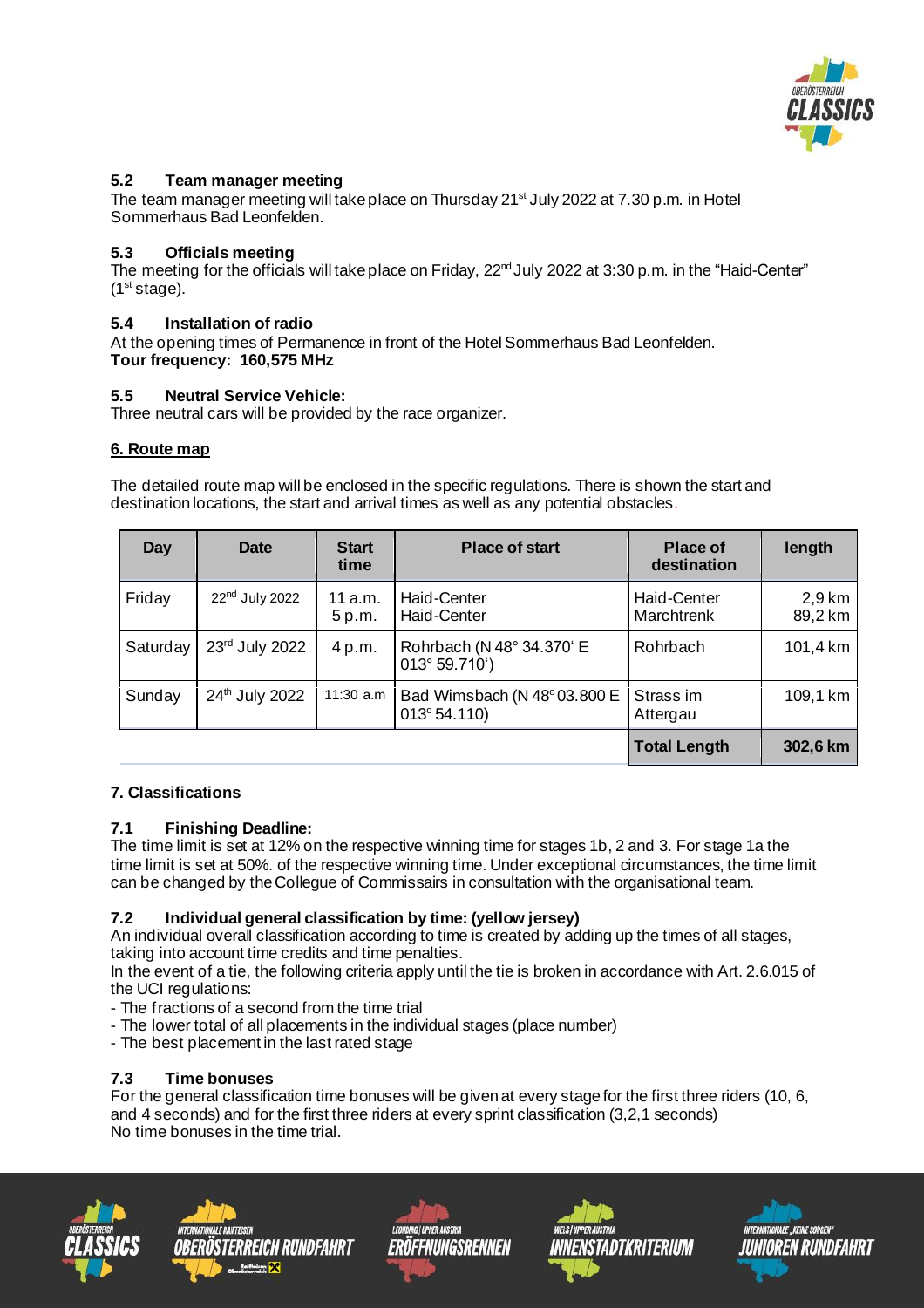### 5.2 Team manager meeting

The team manager meeting will take place on Thursday 21st July 2022 at 7.30 p.m. in Hotel Sommerhaus Bad Leonfelden.

### 5.3 Officials meeting

The meeting for the officials will take place on Friday, 22nd July 2022 at 3:30 p.m. in the "Haid-Center" (1st stage).

### 5.4 Installation of radio

At the opening times of Permanence in front of the Hotel Sommerhaus Bad Leonfelden.
**Tour frequency: 160,575 MHz**

### 5.5 Neutral Service Vehicle:

Three neutral cars will be provided by the race organizer.

## 6. Route map

The detailed route map will be enclosed in the specific regulations. There is shown the start and destination locations, the start and arrival times as well as any potential obstacles.

| Day | Date | Start time | Place of start | Place of destination | length |
|---|---|---|---|---|---|
| Friday | 22nd July 2022 | 11 a.m.<br>5 p.m. | Haid-Center<br>Haid-Center | Haid-Center<br>Marchtrenk | 2,9 km<br>89,2 km |
| Saturday | 23rd July 2022 | 4 p.m. | Rohrbach (N 48° 34.370' E 013° 59.710') | Rohrbach | 101,4 km |
| Sunday | 24th July 2022 | 11:30 a.m | Bad Wimsbach (N 48° 03.800 E 013° 54.110) | Strass im Attergau | 109,1 km |
| | | | | **Total Length** | **302,6 km** |

## 7. Classifications

### 7.1 Finishing Deadline:

The time limit is set at 12% on the respective winning time for stages 1b, 2 and 3. For stage 1a the time limit is set at 50%. of the respective winning time. Under exceptional circumstances, the time limit can be changed by the Collegue of Commissairs in consultation with the organisational team.

### 7.2 Individual general classification by time: (yellow jersey)

An individual overall classification according to time is created by adding up the times of all stages, taking into account time credits and time penalties.
In the event of a tie, the following criteria apply until the tie is broken in accordance with Art. 2.6.015 of the UCI regulations:

- The fractions of a second from the time trial
- The lower total of all placements in the individual stages (place number)
- The best placement in the last rated stage

### 7.3 Time bonuses

For the general classification time bonuses will be given at every stage for the first three riders (10, 6, and 4 seconds) and for the first three riders at every sprint classification (3,2,1 seconds)
No time bonuses in the time trial.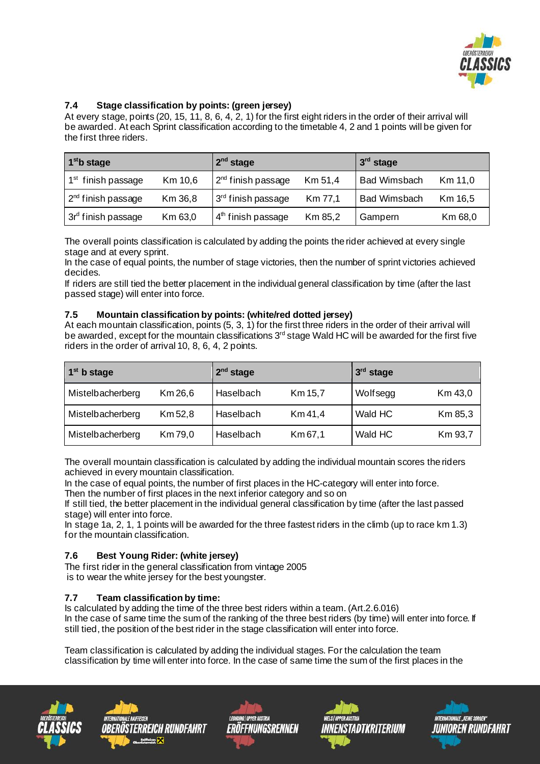### 7.4 Stage classification by points: (green jersey)

At every stage, points (20, 15, 11, 8, 6, 4, 2, 1) for the first eight riders in the order of their arrival will be awarded. At each Sprint classification according to the timetable 4, 2 and 1 points will be given for the first three riders.

| 1st b stage | | 2nd stage | | 3rd stage | |
|---|---|---|---|---|---|
| 1st finish passage | Km 10,6 | 2nd finish passage | Km 51,4 | Bad Wimsbach | Km 11,0 |
| 2nd finish passage | Km 36,8 | 3rd finish passage | Km 77,1 | Bad Wimsbach | Km 16,5 |
| 3rd finish passage | Km 63,0 | 4th finish passage | Km 85,2 | Gampern | Km 68,0 |

The overall points classification is calculated by adding the points the rider achieved at every single stage and at every sprint.

In the case of equal points, the number of stage victories, then the number of sprint victories achieved decides.

If riders are still tied the better placement in the individual general classification by time (after the last passed stage) will enter into force.

### 7.5 Mountain classification by points: (white/red dotted jersey)

At each mountain classification, points (5, 3, 1) for the first three riders in the order of their arrival will be awarded, except for the mountain classifications 3rd stage Wald HC will be awarded for the first five riders in the order of arrival 10, 8, 6, 4, 2 points.

| 1st b stage | | 2nd stage | | 3rd stage | |
|---|---|---|---|---|---|
| Mistelbacherberg | Km 26,6 | Haselbach | Km 15,7 | Wolfsegg | Km 43,0 |
| Mistelbacherberg | Km 52,8 | Haselbach | Km 41,4 | Wald HC | Km 85,3 |
| Mistelbacherberg | Km 79,0 | Haselbach | Km 67,1 | Wald HC | Km 93,7 |

The overall mountain classification is calculated by adding the individual mountain scores the riders achieved in every mountain classification.

In the case of equal points, the number of first places in the HC-category will enter into force. Then the number of first places in the next inferior category and so on

If still tied, the better placement in the individual general classification by time (after the last passed stage) will enter into force.

In stage 1a, 2, 1, 1 points will be awarded for the three fastest riders in the climb (up to race km 1.3) for the mountain classification.

### 7.6 Best Young Rider: (white jersey)

The first rider in the general classification from vintage 2005 is to wear the white jersey for the best youngster.

### 7.7 Team classification by time:

Is calculated by adding the time of the three best riders within a team. (Art.2.6.016)

In the case of same time the sum of the ranking of the three best riders (by time) will enter into force. If still tied, the position of the best rider in the stage classification will enter into force.

Team classification is calculated by adding the individual stages. For the calculation the team classification by time will enter into force. In the case of same time the sum of the first places in the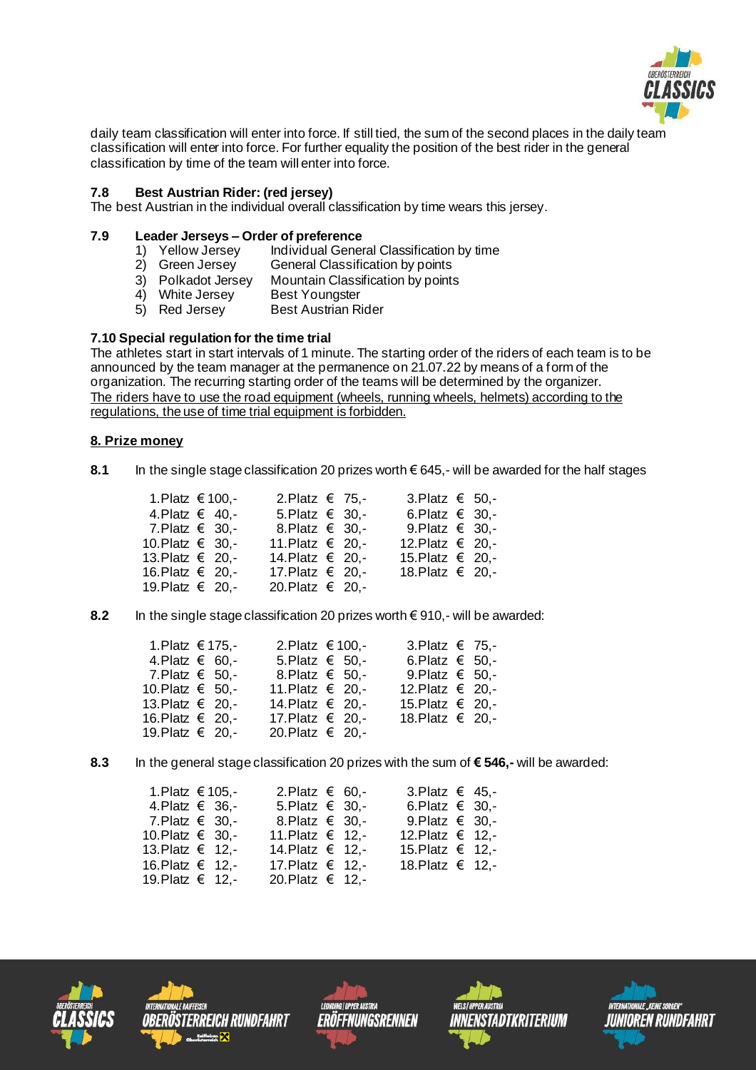daily team classification will enter into force. If still tied, the sum of the second places in the daily team classification will enter into force. For further equality the position of the best rider in the general classification by time of the team will enter into force.

### 7.8 Best Austrian Rider: (red jersey)

The best Austrian in the individual overall classification by time wears this jersey.

### 7.9 Leader Jerseys – Order of preference

1) Yellow Jersey — Individual General Classification by time
2) Green Jersey — General Classification by points
3) Polkadot Jersey — Mountain Classification by points
4) White Jersey — Best Youngster
5) Red Jersey — Best Austrian Rider

### 7.10 Special regulation for the time trial

The athletes start in start intervals of 1 minute. The starting order of the riders of each team is to be announced by the team manager at the permanence on 21.07.22 by means of a form of the organization. The recurring starting order of the teams will be determined by the organizer.
<u>The riders have to use the road equipment (wheels, running wheels, helmets) according to the regulations, the use of time trial equipment is forbidden.</u>

## 8. Prize money

**8.1** In the single stage classification 20 prizes worth € 645,- will be awarded for the half stages

| | | |
|---|---|---|
| 1.Platz € 100,- | 2.Platz € 75,- | 3.Platz € 50,- |
| 4.Platz € 40,- | 5.Platz € 30,- | 6.Platz € 30,- |
| 7.Platz € 30,- | 8.Platz € 30,- | 9.Platz € 30,- |
| 10.Platz € 30,- | 11.Platz € 20,- | 12.Platz € 20,- |
| 13.Platz € 20,- | 14.Platz € 20,- | 15.Platz € 20,- |
| 16.Platz € 20,- | 17.Platz € 20,- | 18.Platz € 20,- |
| 19.Platz € 20,- | 20.Platz € 20,- | |

**8.2** In the single stage classification 20 prizes worth € 910,- will be awarded:

| | | |
|---|---|---|
| 1.Platz € 175,- | 2.Platz € 100,- | 3.Platz € 75,- |
| 4.Platz € 60,- | 5.Platz € 50,- | 6.Platz € 50,- |
| 7.Platz € 50,- | 8.Platz € 50,- | 9.Platz € 50,- |
| 10.Platz € 50,- | 11.Platz € 20,- | 12.Platz € 20,- |
| 13.Platz € 20,- | 14.Platz € 20,- | 15.Platz € 20,- |
| 16.Platz € 20,- | 17.Platz € 20,- | 18.Platz € 20,- |
| 19.Platz € 20,- | 20.Platz € 20,- | |

**8.3** In the general stage classification 20 prizes with the sum of **€ 546,-** will be awarded:

| | | |
|---|---|---|
| 1.Platz € 105,- | 2.Platz € 60,- | 3.Platz € 45,- |
| 4.Platz € 36,- | 5.Platz € 30,- | 6.Platz € 30,- |
| 7.Platz € 30,- | 8.Platz € 30,- | 9.Platz € 30,- |
| 10.Platz € 30,- | 11.Platz € 12,- | 12.Platz € 12,- |
| 13.Platz € 12,- | 14.Platz € 12,- | 15.Platz € 12,- |
| 16.Platz € 12,- | 17.Platz € 12,- | 18.Platz € 12,- |
| 19.Platz € 12,- | 20.Platz € 12,- | |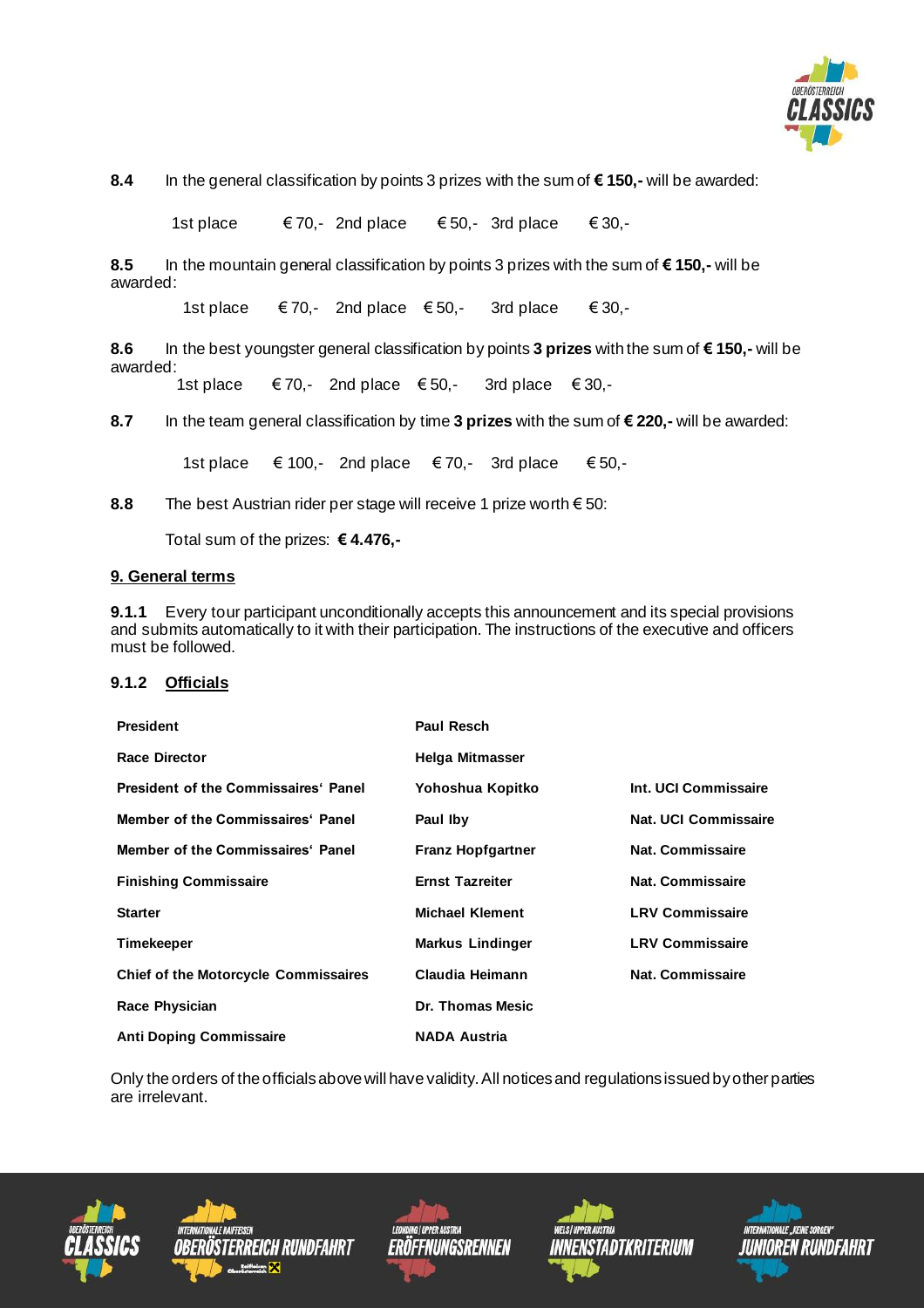**8.4** In the general classification by points 3 prizes with the sum of **€ 150,-** will be awarded:

1st place € 70,- 2nd place € 50,- 3rd place € 30,-

**8.5** In the mountain general classification by points 3 prizes with the sum of **€ 150,-** will be awarded:

1st place € 70,- 2nd place € 50,- 3rd place € 30,-

**8.6** In the best youngster general classification by points **3 prizes** with the sum of **€ 150,-** will be awarded:

1st place € 70,- 2nd place € 50,- 3rd place € 30,-

**8.7** In the team general classification by time **3 prizes** with the sum of **€ 220,-** will be awarded:

1st place € 100,- 2nd place € 70,- 3rd place € 50,-

**8.8** The best Austrian rider per stage will receive 1 prize worth € 50:

Total sum of the prizes: **€ 4.476,-**

## 9. General terms

**9.1.1** Every tour participant unconditionally accepts this announcement and its special provisions and submits automatically to it with their participation. The instructions of the executive and officers must be followed.

### 9.1.2 Officials

| | | |
|---|---|---|
| **President** | **Paul Resch** | |
| **Race Director** | **Helga Mitmasser** | |
| **President of the Commissaires‘ Panel** | **Yohoshua Kopitko** | **Int. UCI Commissaire** |
| **Member of the Commissaires‘ Panel** | **Paul Iby** | **Nat. UCI Commissaire** |
| **Member of the Commissaires‘ Panel** | **Franz Hopfgartner** | **Nat. Commissaire** |
| **Finishing Commissaire** | **Ernst Tazreiter** | **Nat. Commissaire** |
| **Starter** | **Michael Klement** | **LRV Commissaire** |
| **Timekeeper** | **Markus Lindinger** | **LRV Commissaire** |
| **Chief of the Motorcycle Commissaires** | **Claudia Heimann** | **Nat. Commissaire** |
| **Race Physician** | **Dr. Thomas Mesic** | |
| **Anti Doping Commissaire** | **NADA Austria** | |

Only the orders of the officials above will have validity. All notices and regulations issued by other parties are irrelevant.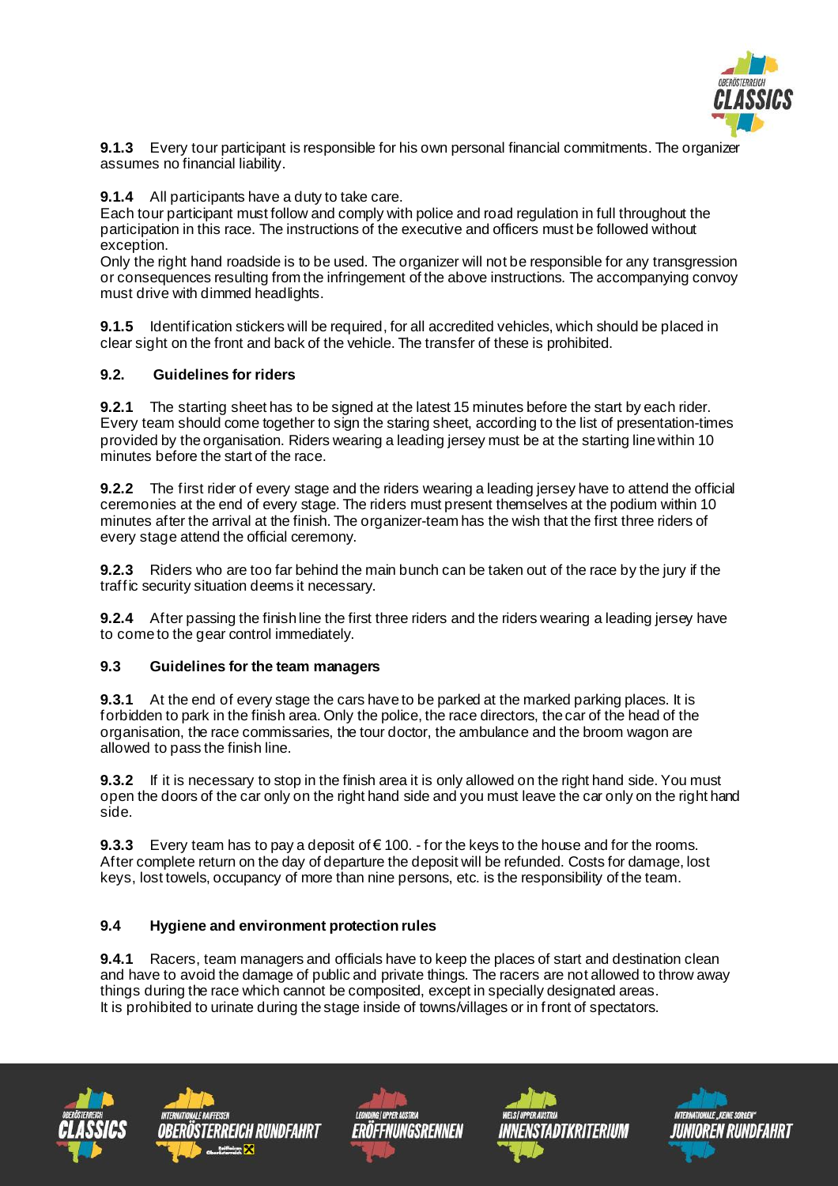**9.1.3** Every tour participant is responsible for his own personal financial commitments. The organizer assumes no financial liability.

**9.1.4** All participants have a duty to take care.
Each tour participant must follow and comply with police and road regulation in full throughout the participation in this race. The instructions of the executive and officers must be followed without exception.
Only the right hand roadside is to be used. The organizer will not be responsible for any transgression or consequences resulting from the infringement of the above instructions. The accompanying convoy must drive with dimmed headlights.

**9.1.5** Identification stickers will be required, for all accredited vehicles, which should be placed in clear sight on the front and back of the vehicle. The transfer of these is prohibited.

### 9.2. Guidelines for riders

**9.2.1** The starting sheet has to be signed at the latest 15 minutes before the start by each rider. Every team should come together to sign the staring sheet, according to the list of presentation-times provided by the organisation. Riders wearing a leading jersey must be at the starting line within 10 minutes before the start of the race.

**9.2.2** The first rider of every stage and the riders wearing a leading jersey have to attend the official ceremonies at the end of every stage. The riders must present themselves at the podium within 10 minutes after the arrival at the finish. The organizer-team has the wish that the first three riders of every stage attend the official ceremony.

**9.2.3** Riders who are too far behind the main bunch can be taken out of the race by the jury if the traffic security situation deems it necessary.

**9.2.4** After passing the finish line the first three riders and the riders wearing a leading jersey have to come to the gear control immediately.

### 9.3 Guidelines for the team managers

**9.3.1** At the end of every stage the cars have to be parked at the marked parking places. It is forbidden to park in the finish area. Only the police, the race directors, the car of the head of the organisation, the race commissaries, the tour doctor, the ambulance and the broom wagon are allowed to pass the finish line.

**9.3.2** If it is necessary to stop in the finish area it is only allowed on the right hand side. You must open the doors of the car only on the right hand side and you must leave the car only on the right hand side.

**9.3.3** Every team has to pay a deposit of € 100. - for the keys to the house and for the rooms. After complete return on the day of departure the deposit will be refunded. Costs for damage, lost keys, lost towels, occupancy of more than nine persons, etc. is the responsibility of the team.

### 9.4 Hygiene and environment protection rules

**9.4.1** Racers, team managers and officials have to keep the places of start and destination clean and have to avoid the damage of public and private things. The racers are not allowed to throw away things during the race which cannot be composited, except in specially designated areas.
It is prohibited to urinate during the stage inside of towns/villages or in front of spectators.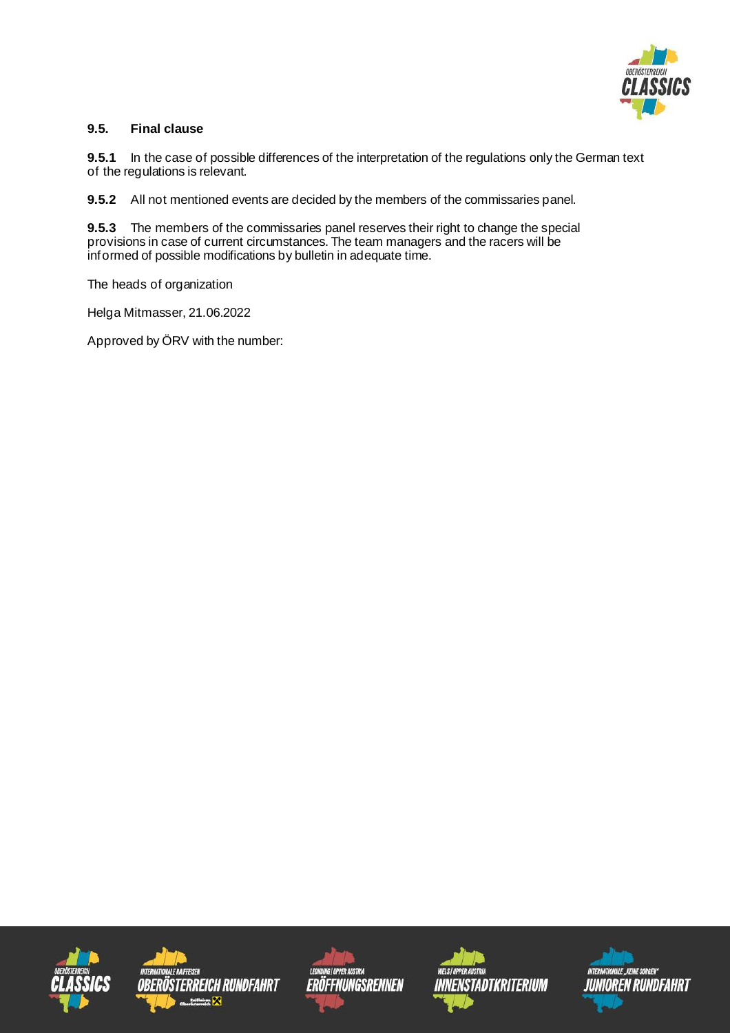### 9.5. Final clause

**9.5.1** In the case of possible differences of the interpretation of the regulations only the German text of the regulations is relevant.

**9.5.2** All not mentioned events are decided by the members of the commissaries panel.

**9.5.3** The members of the commissaries panel reserves their right to change the special provisions in case of current circumstances. The team managers and the racers will be informed of possible modifications by bulletin in adequate time.

The heads of organization

Helga Mitmasser, 21.06.2022

Approved by ÖRV with the number: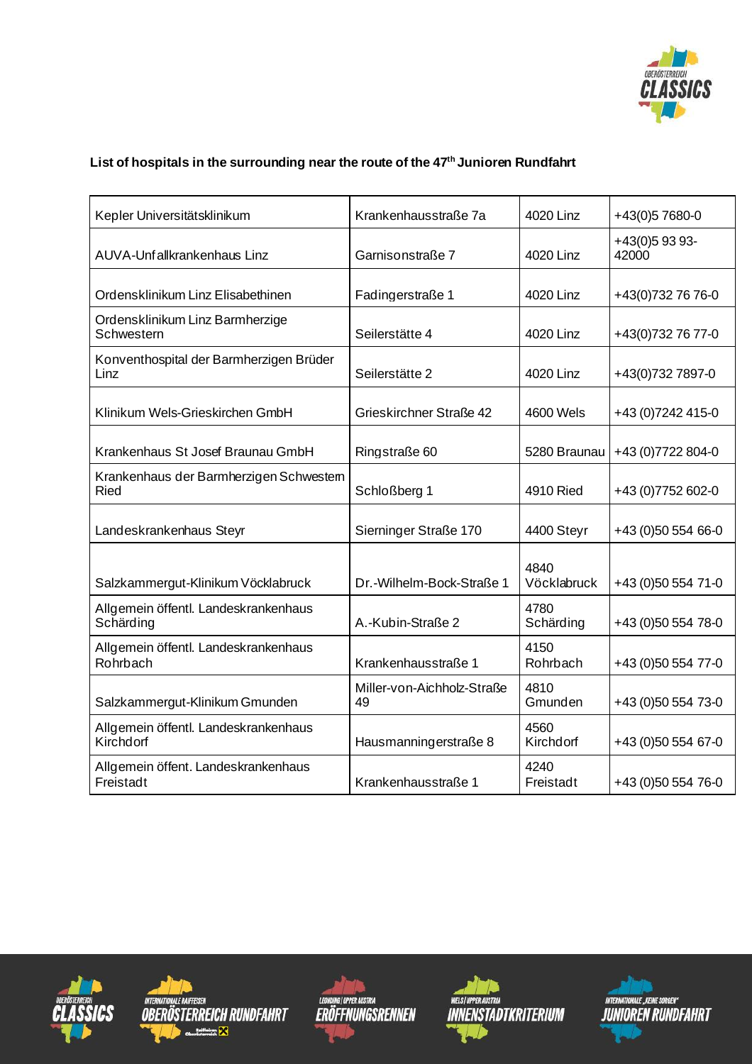**List of hospitals in the surrounding near the route of the 47th Junioren Rundfahrt**

| | | | |
|---|---|---|---|
| Kepler Universitätsklinikum | Krankenhausstraße 7a | 4020 Linz | +43(0)5 7680-0 |
| AUVA-Unfallkrankenhaus Linz | Garnisonstraße 7 | 4020 Linz | +43(0)5 93 93-42000 |
| Ordensklinikum Linz Elisabethinen | Fadingerstraße 1 | 4020 Linz | +43(0)732 76 76-0 |
| Ordensklinikum Linz Barmherzige Schwestern | Seilerstätte 4 | 4020 Linz | +43(0)732 76 77-0 |
| Konventhospital der Barmherzigen Brüder Linz | Seilerstätte 2 | 4020 Linz | +43(0)732 7897-0 |
| Klinikum Wels-Grieskirchen GmbH | Grieskirchner Straße 42 | 4600 Wels | +43 (0)7242 415-0 |
| Krankenhaus St Josef Braunau GmbH | Ringstraße 60 | 5280 Braunau | +43 (0)7722 804-0 |
| Krankenhaus der Barmherzigen Schwestern Ried | Schloßberg 1 | 4910 Ried | +43 (0)7752 602-0 |
| Landeskrankenhaus Steyr | Sierninger Straße 170 | 4400 Steyr | +43 (0)50 554 66-0 |
| Salzkammergut-Klinikum Vöcklabruck | Dr.-Wilhelm-Bock-Straße 1 | 4840 Vöcklabruck | +43 (0)50 554 71-0 |
| Allgemein öffentl. Landeskrankenhaus Schärding | A.-Kubin-Straße 2 | 4780 Schärding | +43 (0)50 554 78-0 |
| Allgemein öffentl. Landeskrankenhaus Rohrbach | Krankenhausstraße 1 | 4150 Rohrbach | +43 (0)50 554 77-0 |
| Salzkammergut-Klinikum Gmunden | Miller-von-Aichholz-Straße 49 | 4810 Gmunden | +43 (0)50 554 73-0 |
| Allgemein öffentl. Landeskrankenhaus Kirchdorf | Hausmanningerstraße 8 | 4560 Kirchdorf | +43 (0)50 554 67-0 |
| Allgemein öffent. Landeskrankenhaus Freistadt | Krankenhausstraße 1 | 4240 Freistadt | +43 (0)50 554 76-0 |